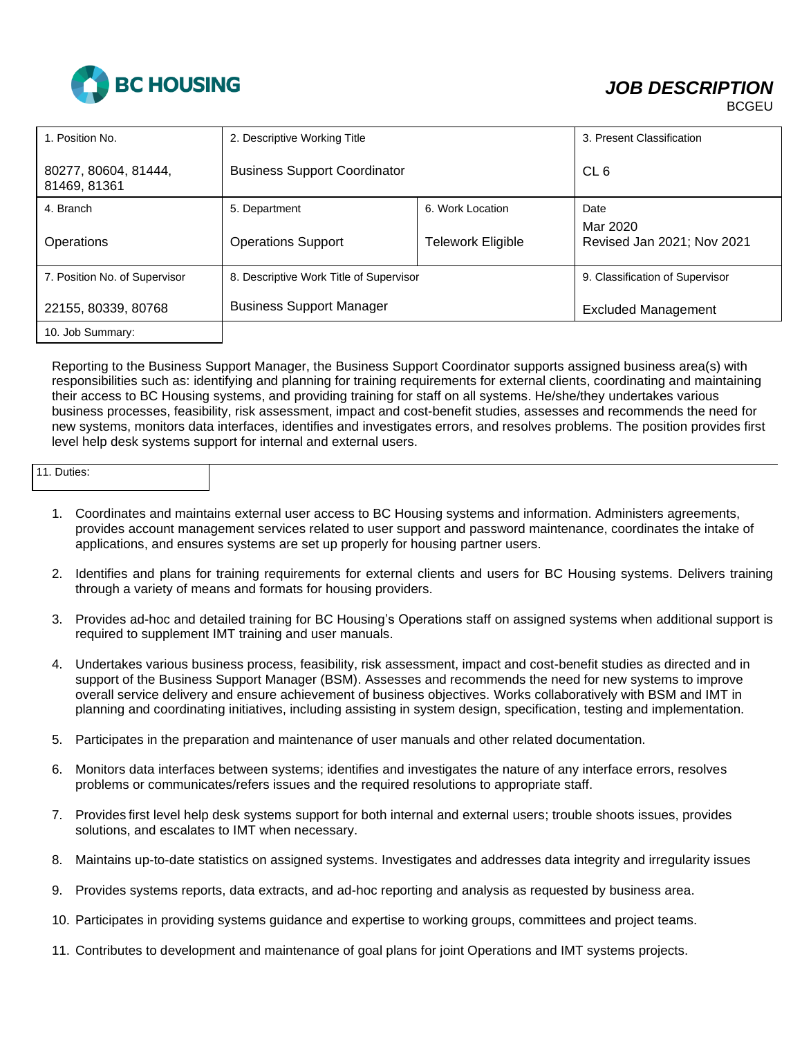BC HOUSING

# *JOB DESCRIPTION*

BCGEU

| 1. Position No. | 2. Descriptive Working Title | | 3. Present Classification |
|---|---|---|---|
| 80277, 80604, 81444, 81469, 81361 | Business Support Coordinator | | CL 6 |
| 4. Branch | 5. Department | 6. Work Location | Date |
| Operations | Operations Support | Telework Eligible | Mar 2020<br>Revised Jan 2021; Nov 2021 |
| 7. Position No. of Supervisor | 8. Descriptive Work Title of Supervisor | | 9. Classification of Supervisor |
| 22155, 80339, 80768 | Business Support Manager | | Excluded Management |

10. Job Summary:

Reporting to the Business Support Manager, the Business Support Coordinator supports assigned business area(s) with responsibilities such as: identifying and planning for training requirements for external clients, coordinating and maintaining their access to BC Housing systems, and providing training for staff on all systems. He/she/they undertakes various business processes, feasibility, risk assessment, impact and cost-benefit studies, assesses and recommends the need for new systems, monitors data interfaces, identifies and investigates errors, and resolves problems. The position provides first level help desk systems support for internal and external users.

11. Duties:

1. Coordinates and maintains external user access to BC Housing systems and information. Administers agreements, provides account management services related to user support and password maintenance, coordinates the intake of applications, and ensures systems are set up properly for housing partner users.

2. Identifies and plans for training requirements for external clients and users for BC Housing systems. Delivers training through a variety of means and formats for housing providers.

3. Provides ad-hoc and detailed training for BC Housing's Operations staff on assigned systems when additional support is required to supplement IMT training and user manuals.

4. Undertakes various business process, feasibility, risk assessment, impact and cost-benefit studies as directed and in support of the Business Support Manager (BSM). Assesses and recommends the need for new systems to improve overall service delivery and ensure achievement of business objectives. Works collaboratively with BSM and IMT in planning and coordinating initiatives, including assisting in system design, specification, testing and implementation.

5. Participates in the preparation and maintenance of user manuals and other related documentation.

6. Monitors data interfaces between systems; identifies and investigates the nature of any interface errors, resolves problems or communicates/refers issues and the required resolutions to appropriate staff.

7. Provides first level help desk systems support for both internal and external users; trouble shoots issues, provides solutions, and escalates to IMT when necessary.

8. Maintains up-to-date statistics on assigned systems. Investigates and addresses data integrity and irregularity issues

9. Provides systems reports, data extracts, and ad-hoc reporting and analysis as requested by business area.

10. Participates in providing systems guidance and expertise to working groups, committees and project teams.

11. Contributes to development and maintenance of goal plans for joint Operations and IMT systems projects.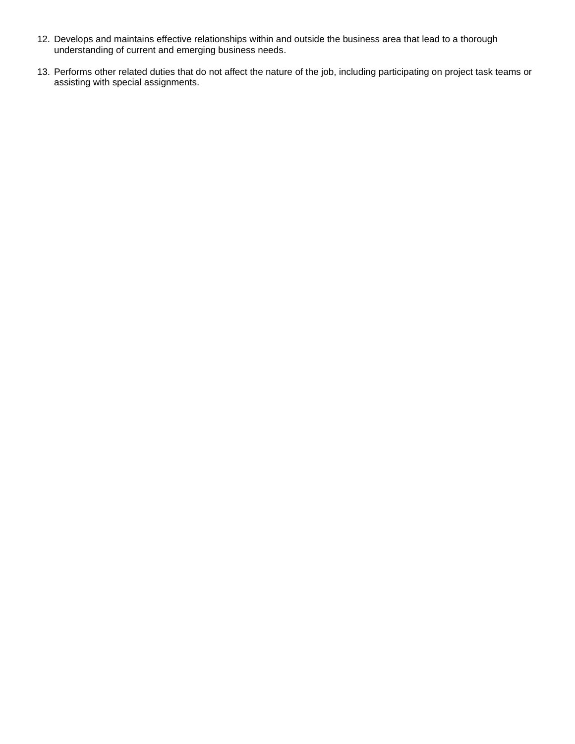12. Develops and maintains effective relationships within and outside the business area that lead to a thorough understanding of current and emerging business needs.

13. Performs other related duties that do not affect the nature of the job, including participating on project task teams or assisting with special assignments.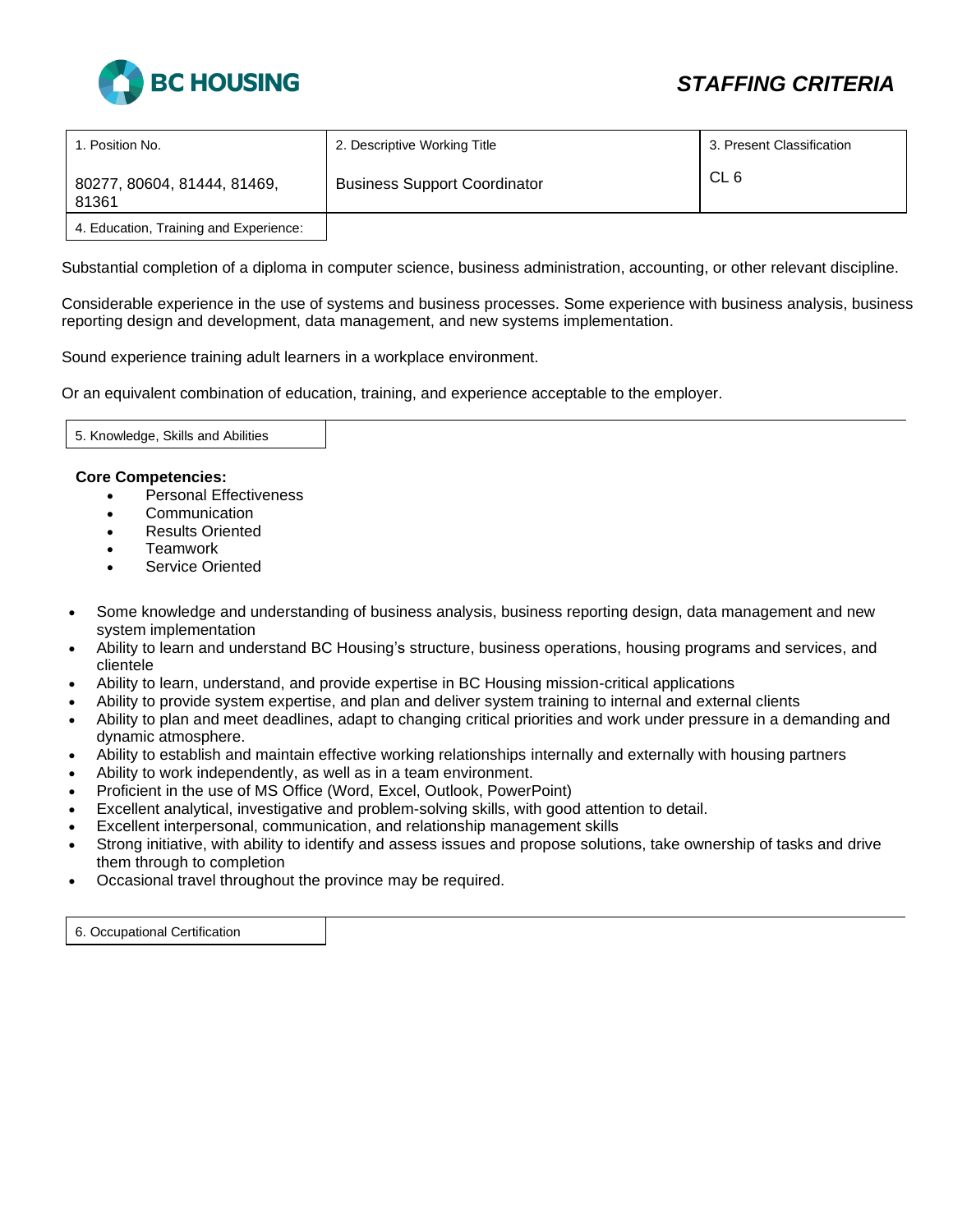# STAFFING CRITERIA

| 1. Position No. | 2. Descriptive Working Title | 3. Present Classification |
|---|---|---|
| 80277, 80604, 81444, 81469, 81361 | Business Support Coordinator | CL 6 |

**4. Education, Training and Experience:**

Substantial completion of a diploma in computer science, business administration, accounting, or other relevant discipline.

Considerable experience in the use of systems and business processes. Some experience with business analysis, business reporting design and development, data management, and new systems implementation.

Sound experience training adult learners in a workplace environment.

Or an equivalent combination of education, training, and experience acceptable to the employer.

**5. Knowledge, Skills and Abilities**

**Core Competencies:**

- Personal Effectiveness
- Communication
- Results Oriented
- Teamwork
- Service Oriented

- Some knowledge and understanding of business analysis, business reporting design, data management and new system implementation
- Ability to learn and understand BC Housing's structure, business operations, housing programs and services, and clientele
- Ability to learn, understand, and provide expertise in BC Housing mission-critical applications
- Ability to provide system expertise, and plan and deliver system training to internal and external clients
- Ability to plan and meet deadlines, adapt to changing critical priorities and work under pressure in a demanding and dynamic atmosphere.
- Ability to establish and maintain effective working relationships internally and externally with housing partners
- Ability to work independently, as well as in a team environment.
- Proficient in the use of MS Office (Word, Excel, Outlook, PowerPoint)
- Excellent analytical, investigative and problem-solving skills, with good attention to detail.
- Excellent interpersonal, communication, and relationship management skills
- Strong initiative, with ability to identify and assess issues and propose solutions, take ownership of tasks and drive them through to completion
- Occasional travel throughout the province may be required.

**6. Occupational Certification**